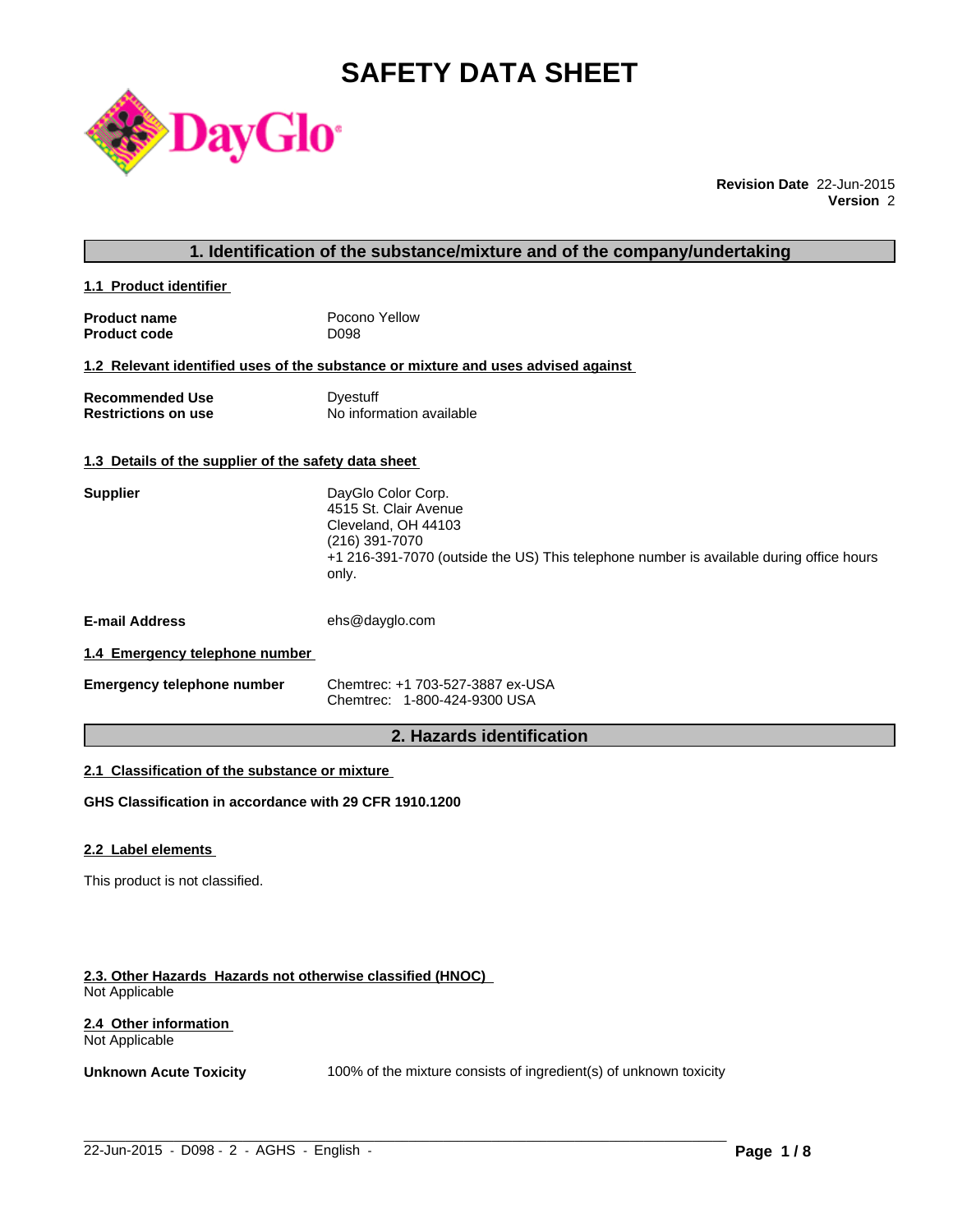# SAFETY DATA SHEET

**Revision Date** 22-Jun-2015
**Version** 2

## 1. Identification of the substance/mixture and of the company/undertaking

### 1.1 Product identifier

| | |
|---|---|
| **Product name** | Pocono Yellow |
| **Product code** | D098 |

### 1.2 Relevant identified uses of the substance or mixture and uses advised against

| | |
|---|---|
| **Recommended Use** | Dyestuff |
| **Restrictions on use** | No information available |

### 1.3 Details of the supplier of the safety data sheet

**Supplier**

DayGlo Color Corp.
4515 St. Clair Avenue
Cleveland, OH 44103
(216) 391-7070
+1 216-391-7070 (outside the US) This telephone number is available during office hours only.

**E-mail Address** ehs@dayglo.com

### 1.4 Emergency telephone number

**Emergency telephone number**

Chemtrec: +1 703-527-3887 ex-USA
Chemtrec: 1-800-424-9300 USA

## 2. Hazards identification

### 2.1 Classification of the substance or mixture

**GHS Classification in accordance with 29 CFR 1910.1200**

### 2.2 Label elements

This product is not classified.

### 2.3. Other Hazards Hazards not otherwise classified (HNOC)

Not Applicable

### 2.4 Other information

Not Applicable

**Unknown Acute Toxicity** 100% of the mixture consists of ingredient(s) of unknown toxicity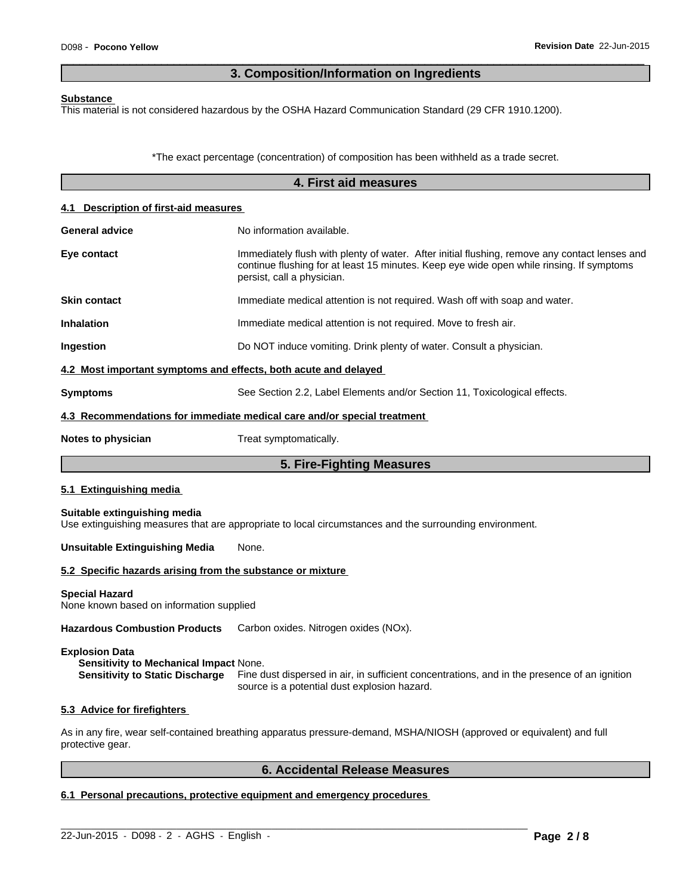## 3. Composition/Information on Ingredients

**Substance**

This material is not considered hazardous by the OSHA Hazard Communication Standard (29 CFR 1910.1200).

*The exact percentage (concentration) of composition has been withheld as a trade secret.

## 4. First aid measures

### 4.1 Description of first-aid measures

**General advice** No information available.

**Eye contact** Immediately flush with plenty of water. After initial flushing, remove any contact lenses and continue flushing for at least 15 minutes. Keep eye wide open while rinsing. If symptoms persist, call a physician.

**Skin contact** Immediate medical attention is not required. Wash off with soap and water.

**Inhalation** Immediate medical attention is not required. Move to fresh air.

**Ingestion** Do NOT induce vomiting. Drink plenty of water. Consult a physician.

### 4.2 Most important symptoms and effects, both acute and delayed

**Symptoms** See Section 2.2, Label Elements and/or Section 11, Toxicological effects.

### 4.3 Recommendations for immediate medical care and/or special treatment

**Notes to physician** Treat symptomatically.

## 5. Fire-Fighting Measures

### 5.1 Extinguishing media

**Suitable extinguishing media**

Use extinguishing measures that are appropriate to local circumstances and the surrounding environment.

**Unsuitable Extinguishing Media** None.

### 5.2 Specific hazards arising from the substance or mixture

**Special Hazard**

None known based on information supplied

**Hazardous Combustion Products** Carbon oxides. Nitrogen oxides (NOx).

**Explosion Data**

**Sensitivity to Mechanical Impact** None.

**Sensitivity to Static Discharge** Fine dust dispersed in air, in sufficient concentrations, and in the presence of an ignition source is a potential dust explosion hazard.

### 5.3 Advice for firefighters

As in any fire, wear self-contained breathing apparatus pressure-demand, MSHA/NIOSH (approved or equivalent) and full protective gear.

## 6. Accidental Release Measures

### 6.1 Personal precautions, protective equipment and emergency procedures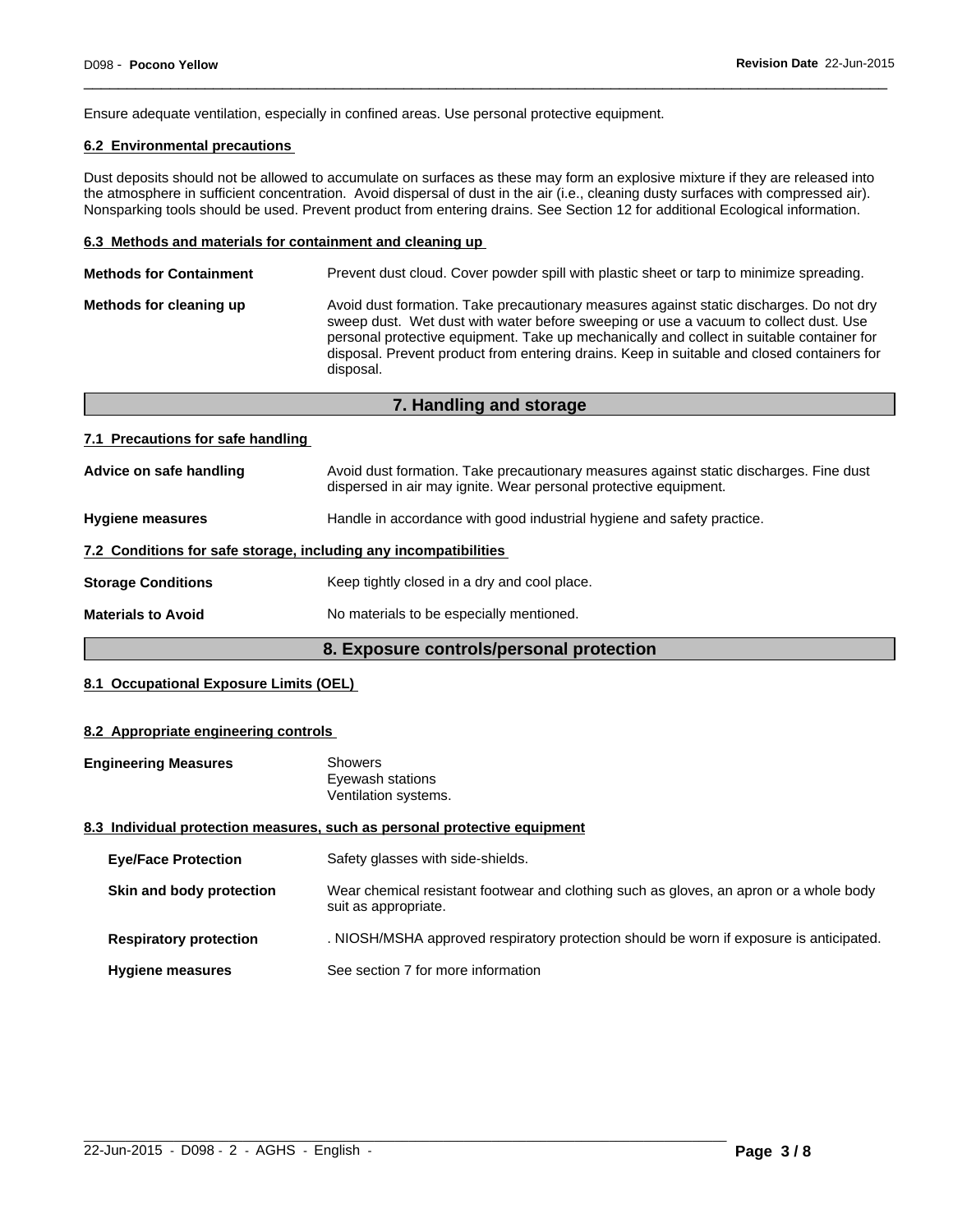Ensure adequate ventilation, especially in confined areas. Use personal protective equipment.

### 6.2 Environmental precautions

Dust deposits should not be allowed to accumulate on surfaces as these may form an explosive mixture if they are released into the atmosphere in sufficient concentration. Avoid dispersal of dust in the air (i.e., cleaning dusty surfaces with compressed air). Nonsparking tools should be used. Prevent product from entering drains. See Section 12 for additional Ecological information.

### 6.3 Methods and materials for containment and cleaning up

**Methods for Containment**: Prevent dust cloud. Cover powder spill with plastic sheet or tarp to minimize spreading.

**Methods for cleaning up**: Avoid dust formation. Take precautionary measures against static discharges. Do not dry sweep dust. Wet dust with water before sweeping or use a vacuum to collect dust. Use personal protective equipment. Take up mechanically and collect in suitable container for disposal. Prevent product from entering drains. Keep in suitable and closed containers for disposal.

## 7. Handling and storage

### 7.1 Precautions for safe handling

**Advice on safe handling**: Avoid dust formation. Take precautionary measures against static discharges. Fine dust dispersed in air may ignite. Wear personal protective equipment.

**Hygiene measures**: Handle in accordance with good industrial hygiene and safety practice.

### 7.2 Conditions for safe storage, including any incompatibilities

**Storage Conditions**: Keep tightly closed in a dry and cool place.

**Materials to Avoid**: No materials to be especially mentioned.

## 8. Exposure controls/personal protection

### 8.1 Occupational Exposure Limits (OEL)

### 8.2 Appropriate engineering controls

**Engineering Measures**: Showers
Eyewash stations
Ventilation systems.

### 8.3 Individual protection measures, such as personal protective equipment

**Eye/Face Protection**: Safety glasses with side-shields.

**Skin and body protection**: Wear chemical resistant footwear and clothing such as gloves, an apron or a whole body suit as appropriate.

**Respiratory protection**: . NIOSH/MSHA approved respiratory protection should be worn if exposure is anticipated.

**Hygiene measures**: See section 7 for more information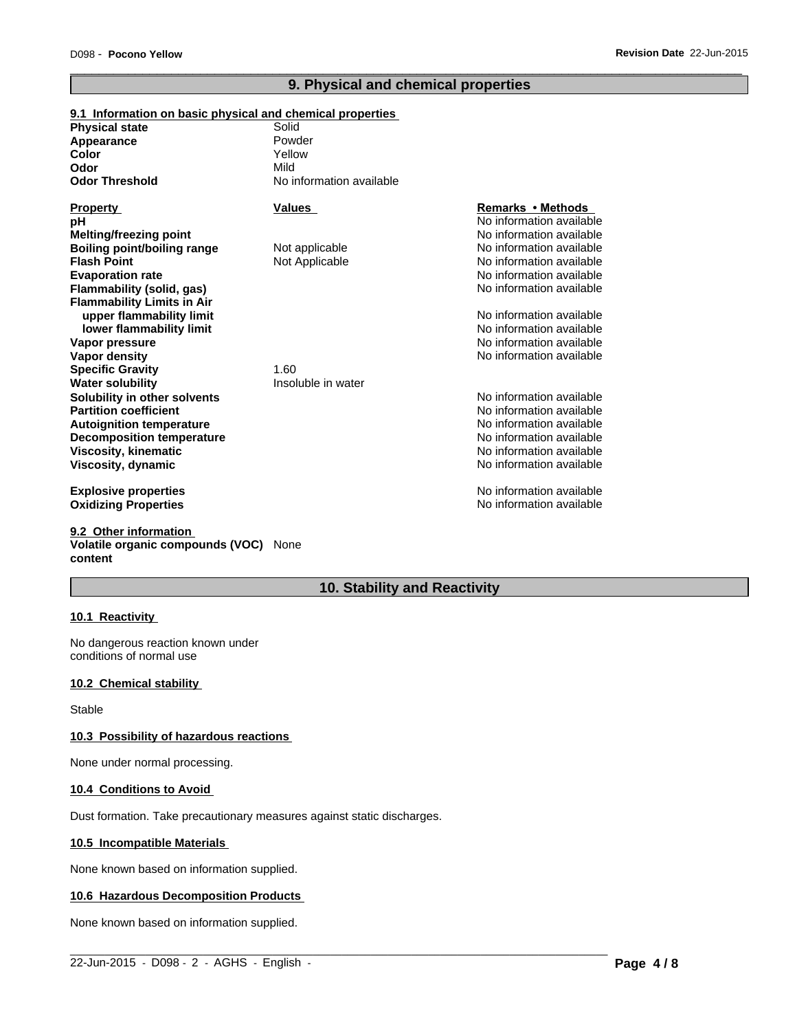## 9. Physical and chemical properties

### 9.1 Information on basic physical and chemical properties

| | |
|---|---|
| **Physical state** | Solid |
| **Appearance** | Powder |
| **Color** | Yellow |
| **Odor** | Mild |
| **Odor Threshold** | No information available |

| Property | Values | Remarks • Methods |
|---|---|---|
| **pH** | | No information available |
| **Melting/freezing point** | | No information available |
| **Boiling point/boiling range** | Not applicable | No information available |
| **Flash Point** | Not Applicable | No information available |
| **Evaporation rate** | | No information available |
| **Flammability (solid, gas)** | | No information available |
| **Flammability Limits in Air** | | |
| **upper flammability limit** | | No information available |
| **lower flammability limit** | | No information available |
| **Vapor pressure** | | No information available |
| **Vapor density** | | No information available |
| **Specific Gravity** | 1.60 | |
| **Water solubility** | Insoluble in water | |
| **Solubility in other solvents** | | No information available |
| **Partition coefficient** | | No information available |
| **Autoignition temperature** | | No information available |
| **Decomposition temperature** | | No information available |
| **Viscosity, kinematic** | | No information available |
| **Viscosity, dynamic** | | No information available |
| **Explosive properties** | | No information available |
| **Oxidizing Properties** | | No information available |

### 9.2 Other information

**Volatile organic compounds (VOC) content** None

## 10. Stability and Reactivity

### 10.1 Reactivity

No dangerous reaction known under conditions of normal use

### 10.2 Chemical stability

Stable

### 10.3 Possibility of hazardous reactions

None under normal processing.

### 10.4 Conditions to Avoid

Dust formation. Take precautionary measures against static discharges.

### 10.5 Incompatible Materials

None known based on information supplied.

### 10.6 Hazardous Decomposition Products

None known based on information supplied.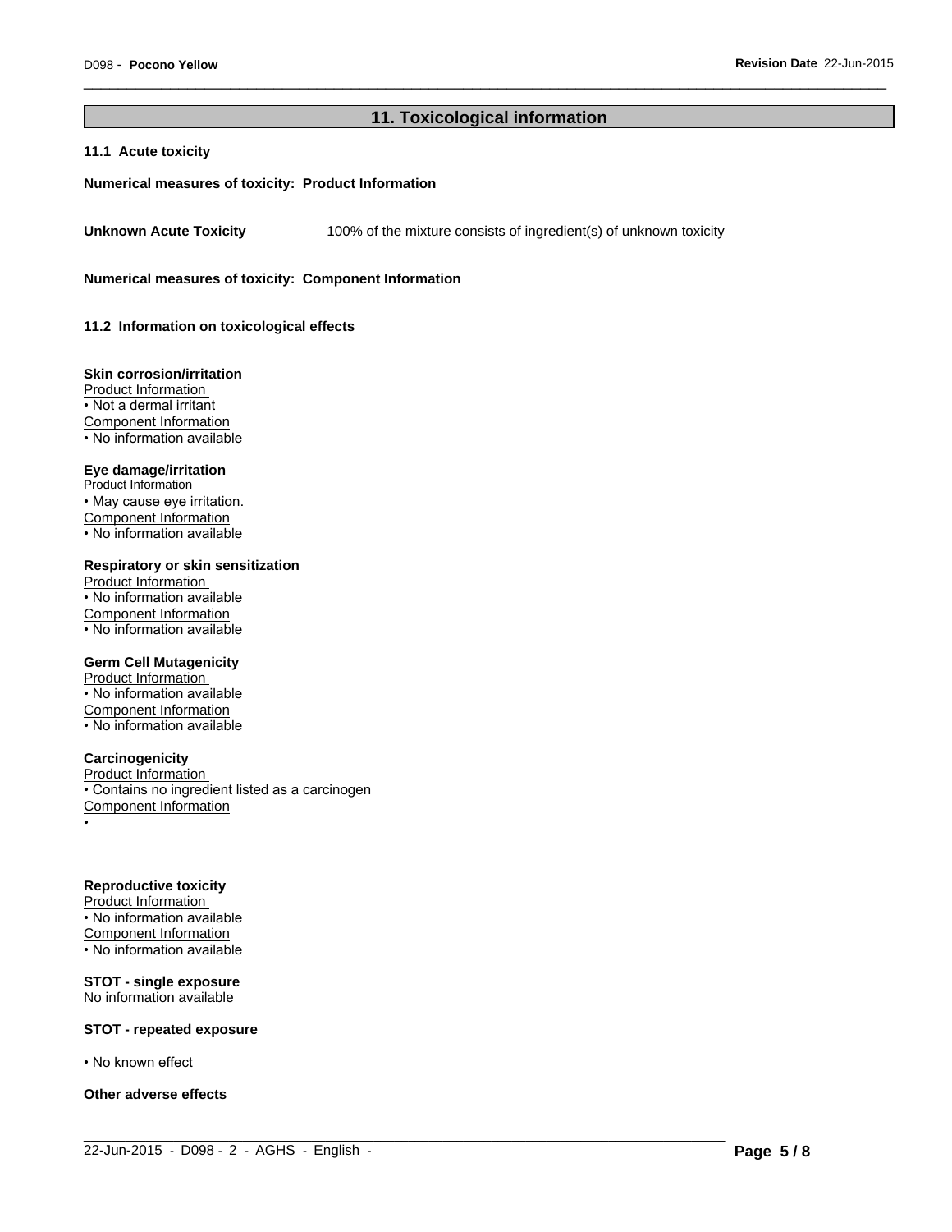## 11. Toxicological information

**11.1 Acute toxicity**

**Numerical measures of toxicity: Product Information**

**Unknown Acute Toxicity** 100% of the mixture consists of ingredient(s) of unknown toxicity

**Numerical measures of toxicity: Component Information**

**11.2 Information on toxicological effects**

**Skin corrosion/irritation**
Product Information
• Not a dermal irritant
Component Information
• No information available

**Eye damage/irritation**
Product Information
• May cause eye irritation.
Component Information
• No information available

**Respiratory or skin sensitization**
Product Information
• No information available
Component Information
• No information available

**Germ Cell Mutagenicity**
Product Information
• No information available
Component Information
• No information available

**Carcinogenicity**
Product Information
• Contains no ingredient listed as a carcinogen
Component Information
•

**Reproductive toxicity**
Product Information
• No information available
Component Information
• No information available

**STOT - single exposure**
No information available

**STOT - repeated exposure**

• No known effect

**Other adverse effects**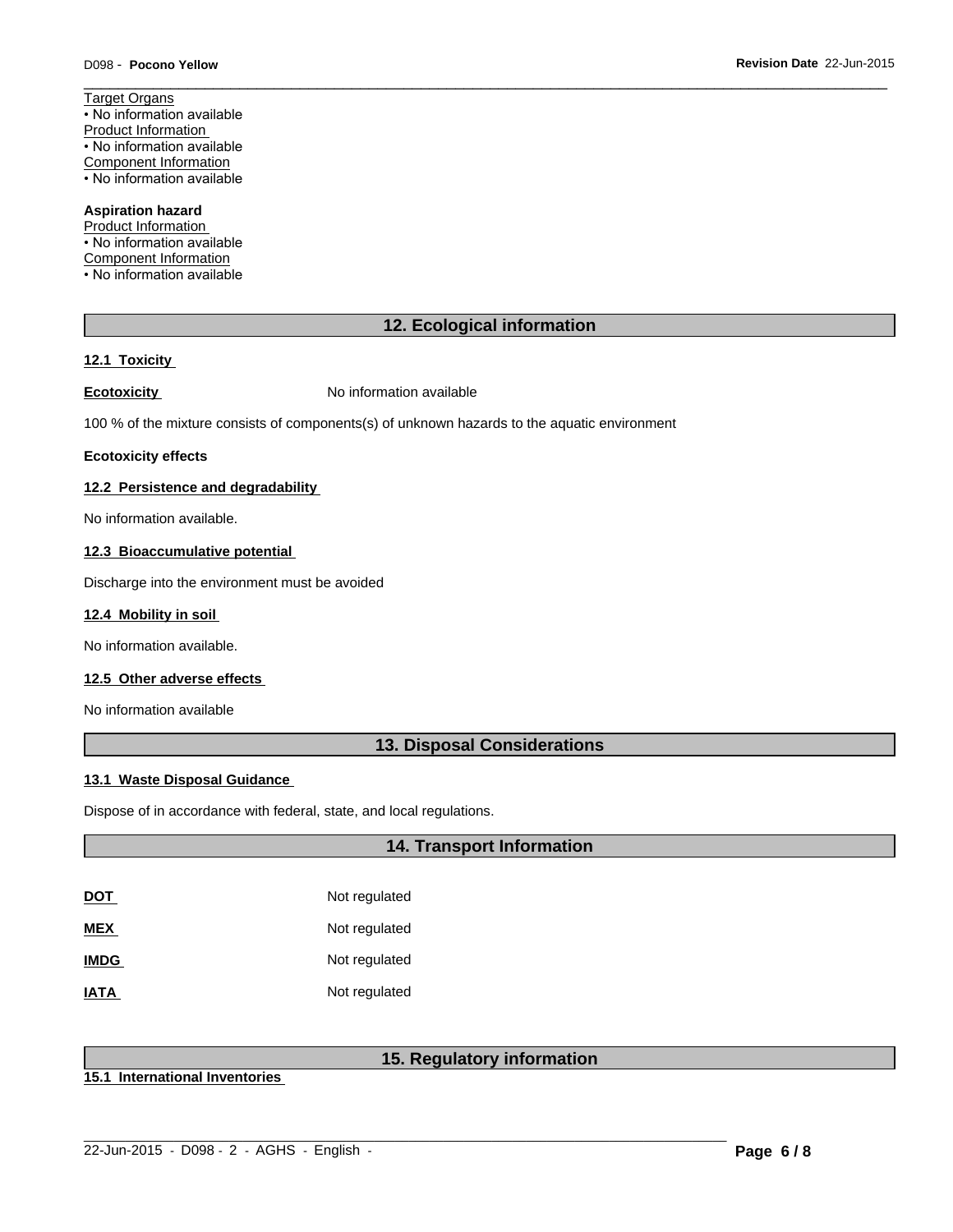Target Organs
• No information available
Product Information
• No information available
Component Information
• No information available

**Aspiration hazard**
Product Information
• No information available
Component Information
• No information available

## 12. Ecological information

**12.1 Toxicity**

**Ecotoxicity** No information available

100 % of the mixture consists of components(s) of unknown hazards to the aquatic environment

**Ecotoxicity effects**

**12.2 Persistence and degradability**

No information available.

**12.3 Bioaccumulative potential**

Discharge into the environment must be avoided

**12.4 Mobility in soil**

No information available.

**12.5 Other adverse effects**

No information available

## 13. Disposal Considerations

**13.1 Waste Disposal Guidance**

Dispose of in accordance with federal, state, and local regulations.

## 14. Transport Information

| | |
|---|---|
| **DOT** | Not regulated |
| **MEX** | Not regulated |
| **IMDG** | Not regulated |
| **IATA** | Not regulated |

## 15. Regulatory information

**15.1 International Inventories**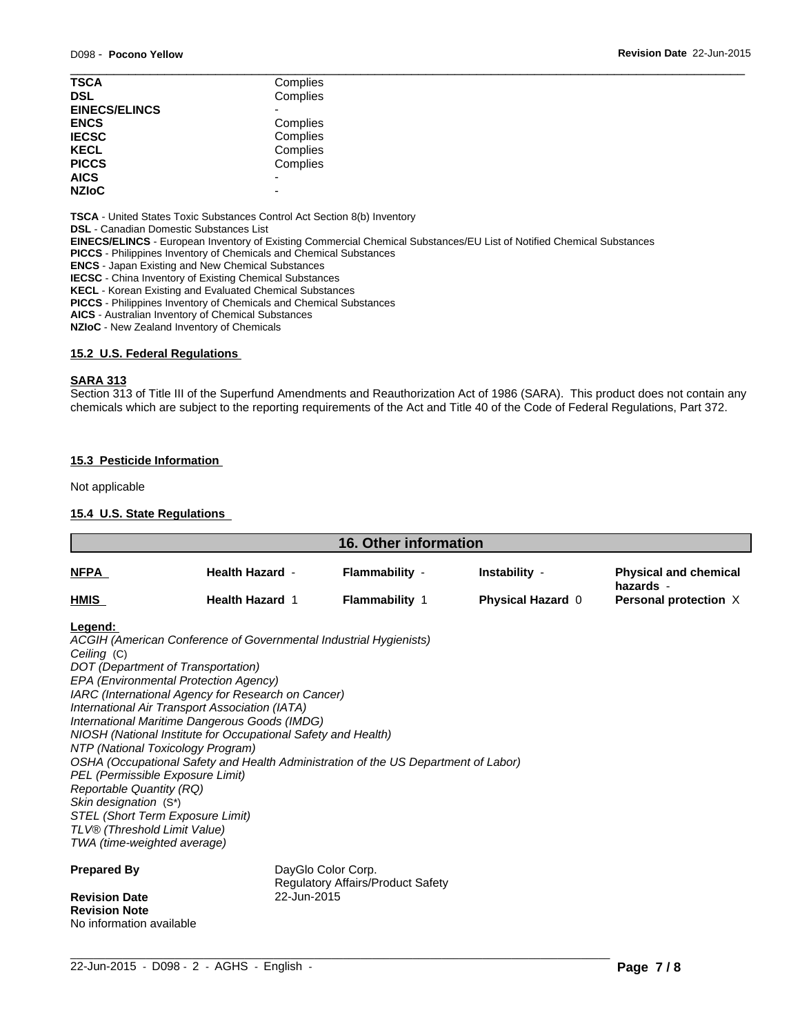| | |
|---|---|
| **TSCA** | Complies |
| **DSL** | Complies |
| **EINECS/ELINCS** | - |
| **ENCS** | Complies |
| **IECSC** | Complies |
| **KECL** | Complies |
| **PICCS** | Complies |
| **AICS** | - |
| **NZIoC** | - |

**TSCA** - United States Toxic Substances Control Act Section 8(b) Inventory
**DSL** - Canadian Domestic Substances List
**EINECS/ELINCS** - European Inventory of Existing Commercial Chemical Substances/EU List of Notified Chemical Substances
**PICCS** - Philippines Inventory of Chemicals and Chemical Substances
**ENCS** - Japan Existing and New Chemical Substances
**IECSC** - China Inventory of Existing Chemical Substances
**KECL** - Korean Existing and Evaluated Chemical Substances
**PICCS** - Philippines Inventory of Chemicals and Chemical Substances
**AICS** - Australian Inventory of Chemical Substances
**NZIoC** - New Zealand Inventory of Chemicals

### 15.2 U.S. Federal Regulations

**SARA 313**

Section 313 of Title III of the Superfund Amendments and Reauthorization Act of 1986 (SARA). This product does not contain any chemicals which are subject to the reporting requirements of the Act and Title 40 of the Code of Federal Regulations, Part 372.

### 15.3 Pesticide Information

Not applicable

### 15.4 U.S. State Regulations

## 16. Other information

| | | | | |
|---|---|---|---|---|
| **NFPA** | **Health Hazard** - | **Flammability** - | **Instability** - | **Physical and chemical hazards** - |
| **HMIS** | **Health Hazard** 1 | **Flammability** 1 | **Physical Hazard** 0 | **Personal protection** X |

**Legend:**

*ACGIH (American Conference of Governmental Industrial Hygienists)*
*Ceiling* (C)
*DOT (Department of Transportation)*
*EPA (Environmental Protection Agency)*
*IARC (International Agency for Research on Cancer)*
*International Air Transport Association (IATA)*
*International Maritime Dangerous Goods (IMDG)*
*NIOSH (National Institute for Occupational Safety and Health)*
*NTP (National Toxicology Program)*
*OSHA (Occupational Safety and Health Administration of the US Department of Labor)*
*PEL (Permissible Exposure Limit)*
*Reportable Quantity (RQ)*
*Skin designation* (S*)
*STEL (Short Term Exposure Limit)*
*TLV® (Threshold Limit Value)*
*TWA (time-weighted average)*

**Prepared By** DayGlo Color Corp.
Regulatory Affairs/Product Safety

**Revision Date** 22-Jun-2015

**Revision Note**
No information available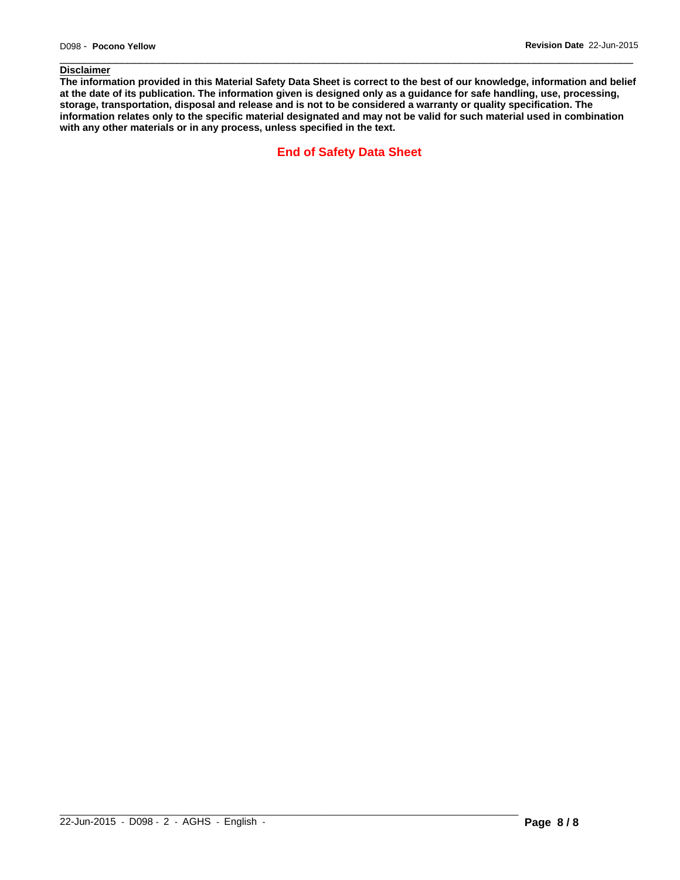**Disclaimer**

**The information provided in this Material Safety Data Sheet is correct to the best of our knowledge, information and belief at the date of its publication. The information given is designed only as a guidance for safe handling, use, processing, storage, transportation, disposal and release and is not to be considered a warranty or quality specification. The information relates only to the specific material designated and may not be valid for such material used in combination with any other materials or in any process, unless specified in the text.**

**End of Safety Data Sheet**